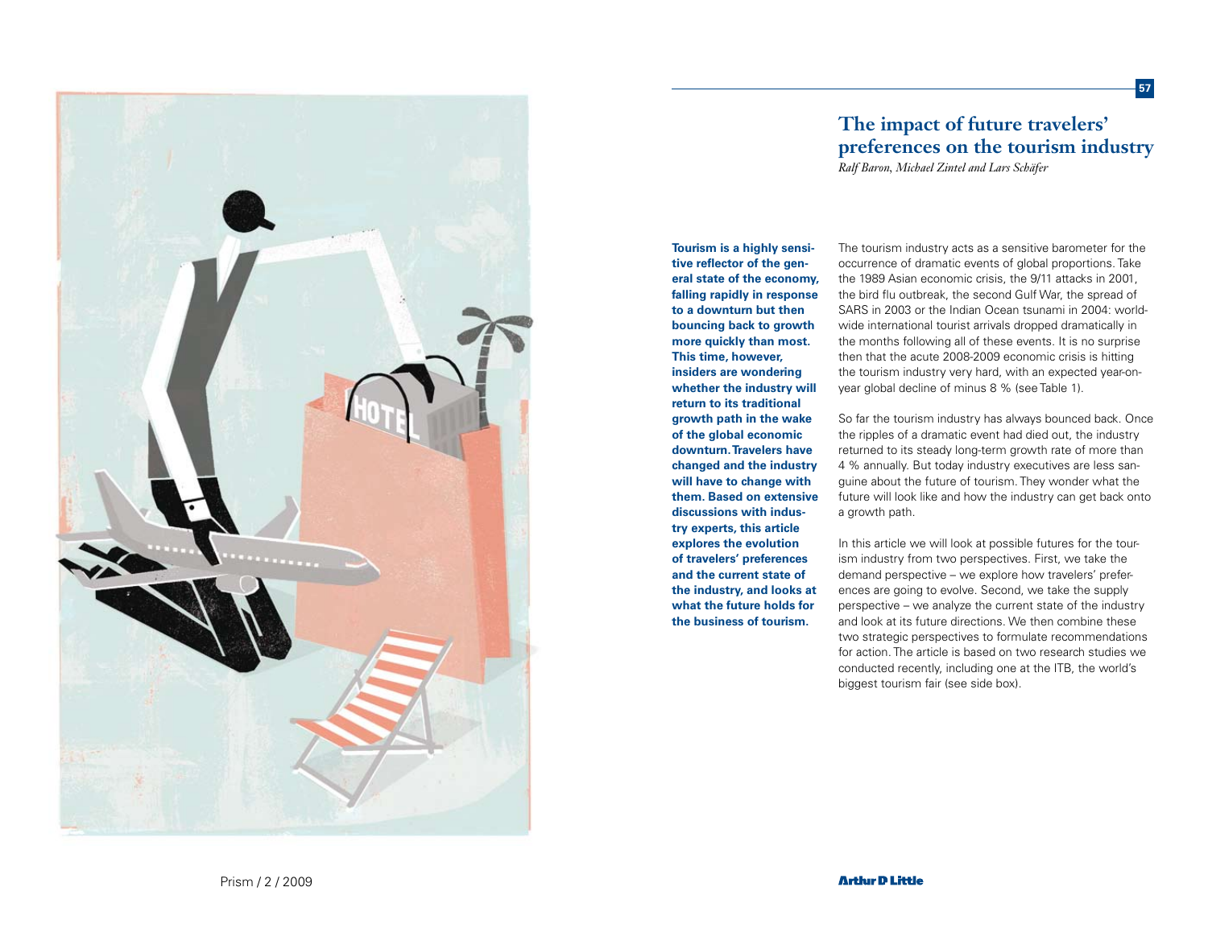# The impact of future travelers' preferences on the tourism industry

*Ralf Baron, Michael Zintel and Lars Schäfer*

**Tourism is a highly sensitive reflector of the general state of the economy, falling rapidly in response to a downturn but then bouncing back to growth more quickly than most. This time, however, insiders are wondering whether the industry will return to its traditional growth path in the wake of the global economic downturn. Travelers have changed and the industry will have to change with them. Based on extensive discussions with industry experts, this article explores the evolution of travelers' preferences and the current state of the industry, and looks at what the future holds for the business of tourism.**

The tourism industry acts as a sensitive barometer for the occurrence of dramatic events of global proportions. Take the 1989 Asian economic crisis, the 9/11 attacks in 2001, the bird flu outbreak, the second Gulf War, the spread of SARS in 2003 or the Indian Ocean tsunami in 2004: worldwide international tourist arrivals dropped dramatically in the months following all of these events. It is no surprise then that the acute 2008-2009 economic crisis is hitting the tourism industry very hard, with an expected year-on-year global decline of minus 8 % (see Table 1).

So far the tourism industry has always bounced back. Once the ripples of a dramatic event had died out, the industry returned to its steady long-term growth rate of more than 4 % annually. But today industry executives are less sanguine about the future of tourism. They wonder what the future will look like and how the industry can get back onto a growth path.

In this article we will look at possible futures for the tourism industry from two perspectives. First, we take the demand perspective – we explore how travelers' preferences are going to evolve. Second, we take the supply perspective – we analyze the current state of the industry and look at its future directions. We then combine these two strategic perspectives to formulate recommendations for action. The article is based on two research studies we conducted recently, including one at the ITB, the world's biggest tourism fair (see side box).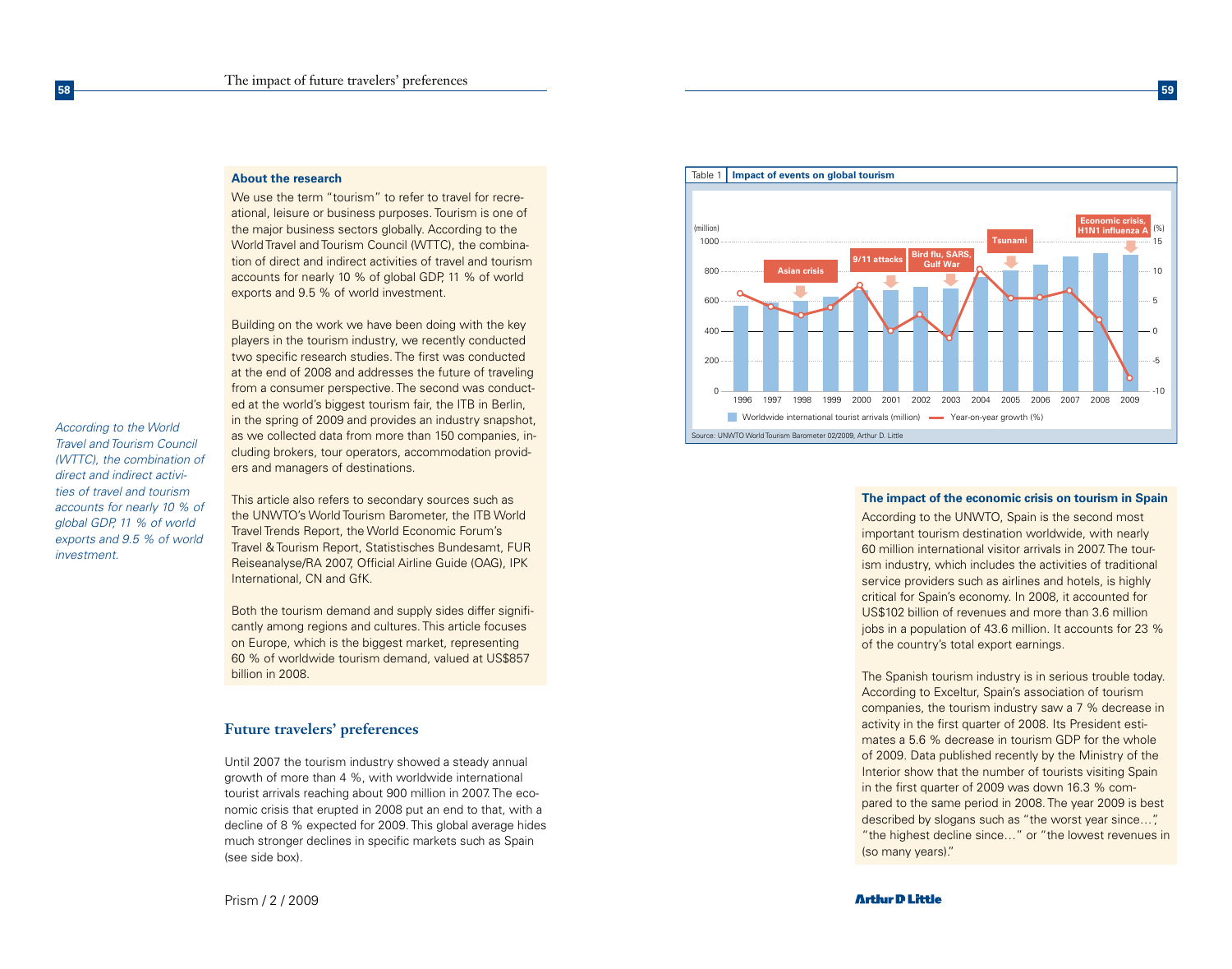### About the research

We use the term "tourism" to refer to travel for recreational, leisure or business purposes. Tourism is one of the major business sectors globally. According to the World Travel and Tourism Council (WTTC), the combination of direct and indirect activities of travel and tourism accounts for nearly 10 % of global GDP, 11 % of world exports and 9.5 % of world investment.

Building on the work we have been doing with the key players in the tourism industry, we recently conducted two specific research studies. The first was conducted at the end of 2008 and addresses the future of traveling from a consumer perspective. The second was conducted at the world's biggest tourism fair, the ITB in Berlin, in the spring of 2009 and provides an industry snapshot, as we collected data from more than 150 companies, including brokers, tour operators, accommodation providers and managers of destinations.

This article also refers to secondary sources such as the UNWTO's World Tourism Barometer, the ITB World Travel Trends Report, the World Economic Forum's Travel & Tourism Report, Statistisches Bundesamt, FUR Reiseanalyse/RA 2007, Official Airline Guide (OAG), IPK International, CN and GfK.

Both the tourism demand and supply sides differ significantly among regions and cultures. This article focuses on Europe, which is the biggest market, representing 60 % of worldwide tourism demand, valued at US$857 billion in 2008.

*According to the World Travel and Tourism Council (WTTC), the combination of direct and indirect activities of travel and tourism accounts for nearly 10 % of global GDP, 11 % of world exports and 9.5 % of world investment.*

## Future travelers' preferences

Until 2007 the tourism industry showed a steady annual growth of more than 4 %, with worldwide international tourist arrivals reaching about 900 million in 2007. The economic crisis that erupted in 2008 put an end to that, with a decline of 8 % expected for 2009. This global average hides much stronger declines in specific markets such as Spain (see side box).

Table 1 Impact of events on global tourism

Events marked: Asian crisis (1998); 9/11 attacks (2001); Bird flu, SARS, Gulf War (2003); Tsunami (2005); Economic crisis, H1N1 influenza A (2009)

Legend: Worldwide international tourist arrivals (million); Year-on-year growth (%)

Source: UNWTO World Tourism Barometer 02/2009, Arthur D. Little

### The impact of the economic crisis on tourism in Spain

According to the UNWTO, Spain is the second most important tourism destination worldwide, with nearly 60 million international visitor arrivals in 2007. The tourism industry, which includes the activities of traditional service providers such as airlines and hotels, is highly critical for Spain's economy. In 2008, it accounted for US$102 billion of revenues and more than 3.6 million jobs in a population of 43.6 million. It accounts for 23 % of the country's total export earnings.

The Spanish tourism industry is in serious trouble today. According to Exceltur, Spain's association of tourism companies, the tourism industry saw a 7 % decrease in activity in the first quarter of 2008. Its President estimates a 5.6 % decrease in tourism GDP for the whole of 2009. Data published recently by the Ministry of the Interior show that the number of tourists visiting Spain in the first quarter of 2009 was down 16.3 % compared to the same period in 2008. The year 2009 is best described by slogans such as "the worst year since…", "the highest decline since…" or "the lowest revenues in (so many years)."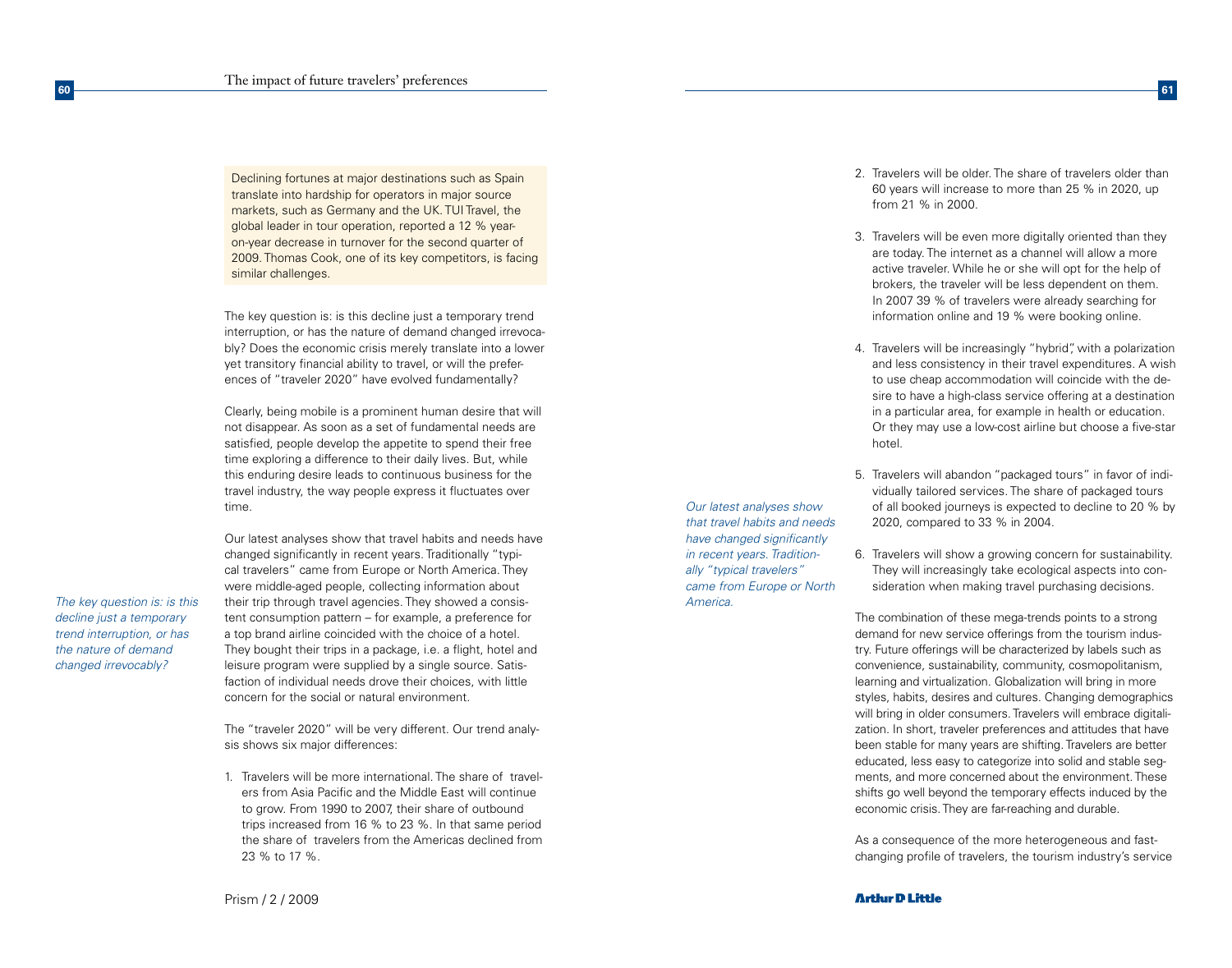Declining fortunes at major destinations such as Spain translate into hardship for operators in major source markets, such as Germany and the UK. TUI Travel, the global leader in tour operation, reported a 12 % year-on-year decrease in turnover for the second quarter of 2009. Thomas Cook, one of its key competitors, is facing similar challenges.

The key question is: is this decline just a temporary trend interruption, or has the nature of demand changed irrevocably? Does the economic crisis merely translate into a lower yet transitory financial ability to travel, or will the preferences of "traveler 2020" have evolved fundamentally?

Clearly, being mobile is a prominent human desire that will not disappear. As soon as a set of fundamental needs are satisfied, people develop the appetite to spend their free time exploring a difference to their daily lives. But, while this enduring desire leads to continuous business for the travel industry, the way people express it fluctuates over time.

*The key question is: is this decline just a temporary trend interruption, or has the nature of demand changed irrevocably?*

Our latest analyses show that travel habits and needs have changed significantly in recent years. Traditionally "typical travelers" came from Europe or North America. They were middle-aged people, collecting information about their trip through travel agencies. They showed a consistent consumption pattern – for example, a preference for a top brand airline coincided with the choice of a hotel. They bought their trips in a package, i.e. a flight, hotel and leisure program were supplied by a single source. Satisfaction of individual needs drove their choices, with little concern for the social or natural environment.

The "traveler 2020" will be very different. Our trend analysis shows six major differences:

1. Travelers will be more international. The share of travelers from Asia Pacific and the Middle East will continue to grow. From 1990 to 2007, their share of outbound trips increased from 16 % to 23 %. In that same period the share of travelers from the Americas declined from 23 % to 17 %.
2. Travelers will be older. The share of travelers older than 60 years will increase to more than 25 % in 2020, up from 21 % in 2000.
3. Travelers will be even more digitally oriented than they are today. The internet as a channel will allow a more active traveler. While he or she will opt for the help of brokers, the traveler will be less dependent on them. In 2007 39 % of travelers were already searching for information online and 19 % were booking online.
4. Travelers will be increasingly "hybrid", with a polarization and less consistency in their travel expenditures. A wish to use cheap accommodation will coincide with the desire to have a high-class service offering at a destination in a particular area, for example in health or education. Or they may use a low-cost airline but choose a five-star hotel.
5. Travelers will abandon "packaged tours" in favor of individually tailored services. The share of packaged tours of all booked journeys is expected to decline to 20 % by 2020, compared to 33 % in 2004.
6. Travelers will show a growing concern for sustainability. They will increasingly take ecological aspects into consideration when making travel purchasing decisions.

*Our latest analyses show that travel habits and needs have changed significantly in recent years. Traditionally "typical travelers" came from Europe or North America.*

The combination of these mega-trends points to a strong demand for new service offerings from the tourism industry. Future offerings will be characterized by labels such as convenience, sustainability, community, cosmopolitanism, learning and virtualization. Globalization will bring in more styles, habits, desires and cultures. Changing demographics will bring in older consumers. Travelers will embrace digitalization. In short, traveler preferences and attitudes that have been stable for many years are shifting. Travelers are better educated, less easy to categorize into solid and stable segments, and more concerned about the environment. These shifts go well beyond the temporary effects induced by the economic crisis. They are far-reaching and durable.

As a consequence of the more heterogeneous and fast-changing profile of travelers, the tourism industry's service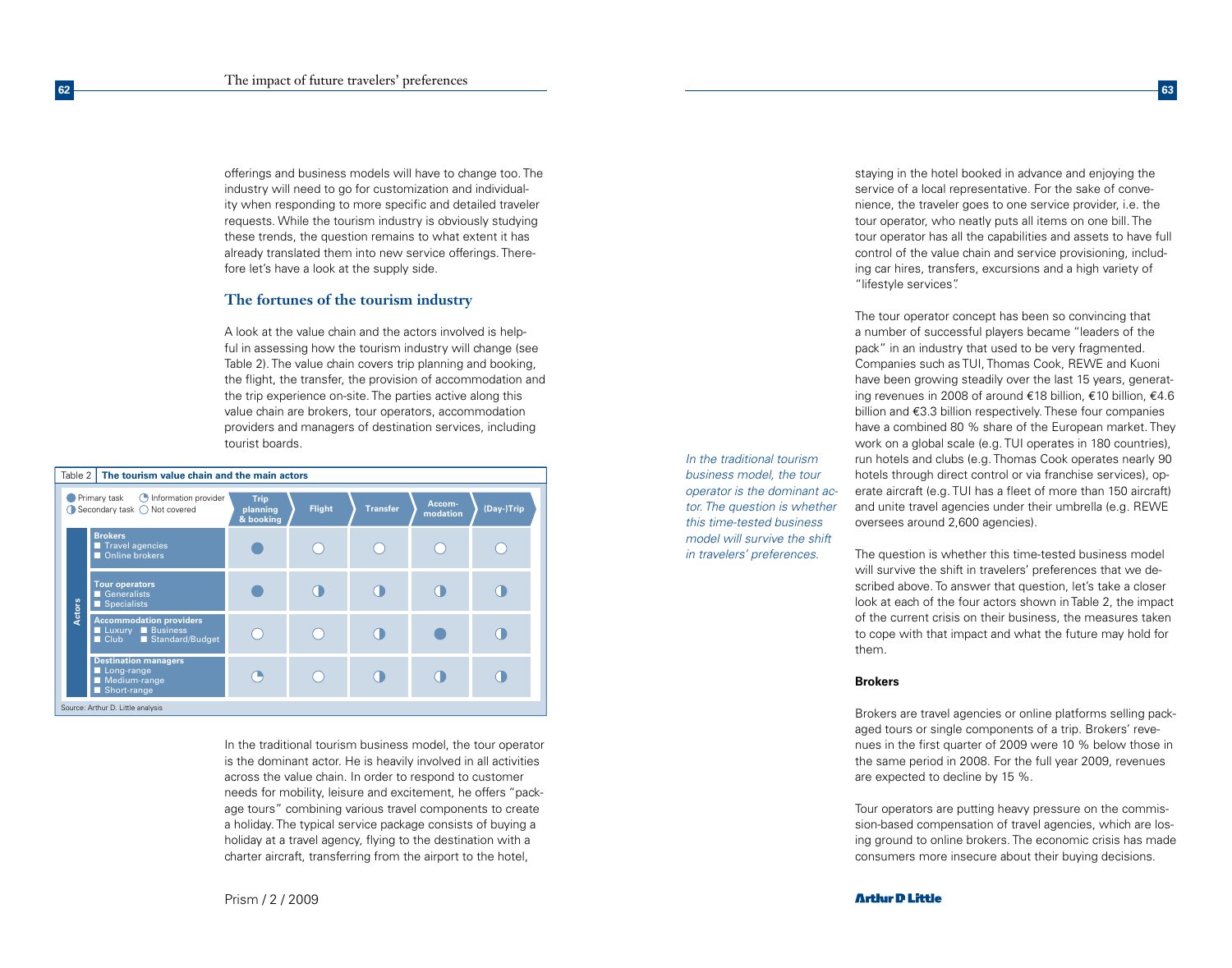offerings and business models will have to change too. The industry will need to go for customization and individuality when responding to more specific and detailed traveler requests. While the tourism industry is obviously studying these trends, the question remains to what extent it has already translated them into new service offerings. Therefore let's have a look at the supply side.

## The fortunes of the tourism industry

A look at the value chain and the actors involved is helpful in assessing how the tourism industry will change (see Table 2). The value chain covers trip planning and booking, the flight, the transfer, the provision of accommodation and the trip experience on-site. The parties active along this value chain are brokers, tour operators, accommodation providers and managers of destination services, including tourist boards.

Table 2 **The tourism value chain and the main actors**

Legend: ● Primary task ◔ Information provider ◑ Secondary task ○ Not covered

| Actors | Trip planning & booking | Flight | Transfer | Accommodation | (Day-)Trip |
|---|---|---|---|---|---|
| **Brokers**<br>Travel agencies<br>Online brokers | ● | ○ | ○ | ○ | ○ |
| **Tour operators**<br>Generalists<br>Specialists | ● | ◑ | ◑ | ◑ | ◑ |
| **Accommodation providers**<br>Luxury, Business<br>Club, Standard/Budget | ○ | ○ | ◑ | ● | ◑ |
| **Destination managers**<br>Long-range<br>Medium-range<br>Short-range | ◔ | ○ | ◑ | ◑ | ◑ |

Source: Arthur D. Little analysis

In the traditional tourism business model, the tour operator is the dominant actor. He is heavily involved in all activities across the value chain. In order to respond to customer needs for mobility, leisure and excitement, he offers "package tours" combining various travel components to create a holiday. The typical service package consists of buying a holiday at a travel agency, flying to the destination with a charter aircraft, transferring from the airport to the hotel, staying in the hotel booked in advance and enjoying the service of a local representative. For the sake of convenience, the traveler goes to one service provider, i.e. the tour operator, who neatly puts all items on one bill. The tour operator has all the capabilities and assets to have full control of the value chain and service provisioning, including car hires, transfers, excursions and a high variety of "lifestyle services".

*In the traditional tourism business model, the tour operator is the dominant actor. The question is whether this time-tested business model will survive the shift in travelers' preferences.*

The tour operator concept has been so convincing that a number of successful players became "leaders of the pack" in an industry that used to be very fragmented. Companies such as TUI, Thomas Cook, REWE and Kuoni have been growing steadily over the last 15 years, generating revenues in 2008 of around €18 billion, €10 billion, €4.6 billion and €3.3 billion respectively. These four companies have a combined 80 % share of the European market. They work on a global scale (e.g. TUI operates in 180 countries), run hotels and clubs (e.g. Thomas Cook operates nearly 90 hotels through direct control or via franchise services), operate aircraft (e.g. TUI has a fleet of more than 150 aircraft) and unite travel agencies under their umbrella (e.g. REWE oversees around 2,600 agencies).

The question is whether this time-tested business model will survive the shift in travelers' preferences that we described above. To answer that question, let's take a closer look at each of the four actors shown in Table 2, the impact of the current crisis on their business, the measures taken to cope with that impact and what the future may hold for them.

### Brokers

Brokers are travel agencies or online platforms selling packaged tours or single components of a trip. Brokers' revenues in the first quarter of 2009 were 10 % below those in the same period in 2008. For the full year 2009, revenues are expected to decline by 15 %.

Tour operators are putting heavy pressure on the commission-based compensation of travel agencies, which are losing ground to online brokers. The economic crisis has made consumers more insecure about their buying decisions.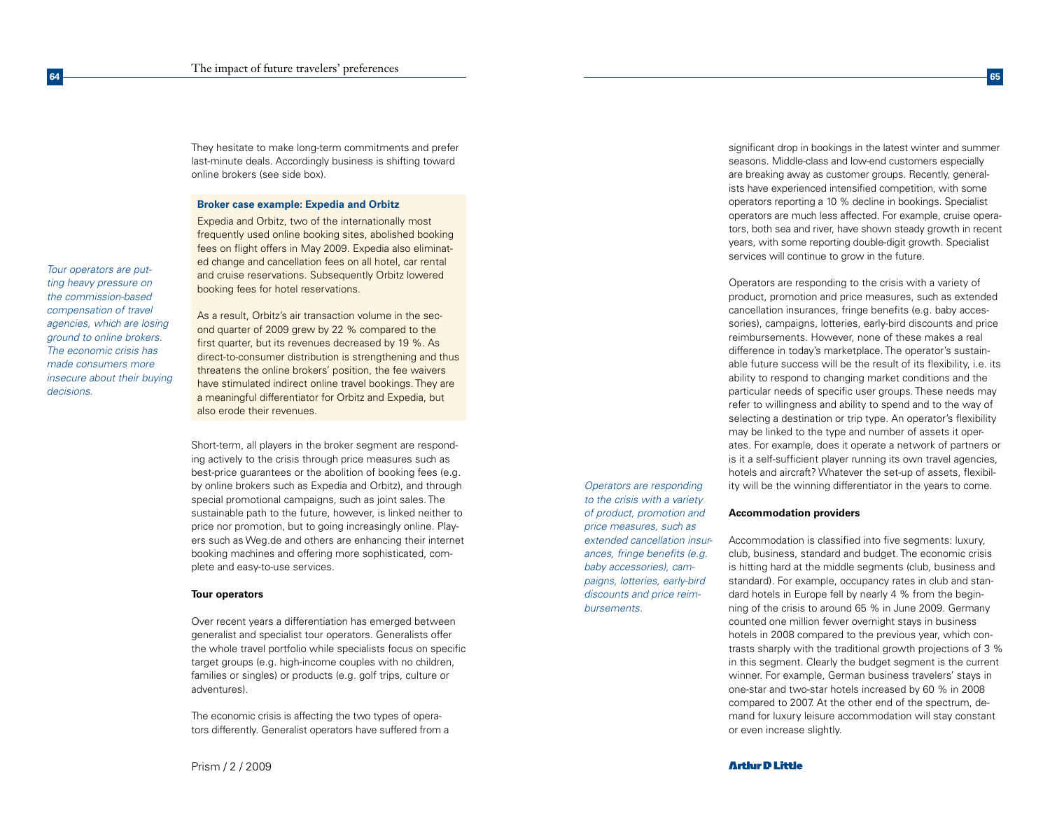They hesitate to make long-term commitments and prefer last-minute deals. Accordingly business is shifting toward online brokers (see side box).

*Tour operators are putting heavy pressure on the commission-based compensation of travel agencies, which are losing ground to online brokers. The economic crisis has made consumers more insecure about their buying decisions.*

**Broker case example: Expedia and Orbitz**

Expedia and Orbitz, two of the internationally most frequently used online booking sites, abolished booking fees on flight offers in May 2009. Expedia also eliminated change and cancellation fees on all hotel, car rental and cruise reservations. Subsequently Orbitz lowered booking fees for hotel reservations.

As a result, Orbitz's air transaction volume in the second quarter of 2009 grew by 22 % compared to the first quarter, but its revenues decreased by 19 %. As direct-to-consumer distribution is strengthening and thus threatens the online brokers' position, the fee waivers have stimulated indirect online travel bookings. They are a meaningful differentiator for Orbitz and Expedia, but also erode their revenues.

Short-term, all players in the broker segment are responding actively to the crisis through price measures such as best-price guarantees or the abolition of booking fees (e.g. by online brokers such as Expedia and Orbitz), and through special promotional campaigns, such as joint sales. The sustainable path to the future, however, is linked neither to price nor promotion, but to going increasingly online. Players such as Weg.de and others are enhancing their internet booking machines and offering more sophisticated, complete and easy-to-use services.

**Tour operators**

Over recent years a differentiation has emerged between generalist and specialist tour operators. Generalists offer the whole travel portfolio while specialists focus on specific target groups (e.g. high-income couples with no children, families or singles) or products (e.g. golf trips, culture or adventures).

The economic crisis is affecting the two types of operators differently. Generalist operators have suffered from a significant drop in bookings in the latest winter and summer seasons. Middle-class and low-end customers especially are breaking away as customer groups. Recently, generalists have experienced intensified competition, with some operators reporting a 10 % decline in bookings. Specialist operators are much less affected. For example, cruise operators, both sea and river, have shown steady growth in recent years, with some reporting double-digit growth. Specialist services will continue to grow in the future.

Operators are responding to the crisis with a variety of product, promotion and price measures, such as extended cancellation insurances, fringe benefits (e.g. baby accessories), campaigns, lotteries, early-bird discounts and price reimbursements. However, none of these makes a real difference in today's marketplace. The operator's sustainable future success will be the result of its flexibility, i.e. its ability to respond to changing market conditions and the particular needs of specific user groups. These needs may refer to willingness and ability to spend and to the way of selecting a destination or trip type. An operator's flexibility may be linked to the type and number of assets it operates. For example, does it operate a network of partners or is it a self-sufficient player running its own travel agencies, hotels and aircraft? Whatever the set-up of assets, flexibility will be the winning differentiator in the years to come.

*Operators are responding to the crisis with a variety of product, promotion and price measures, such as extended cancellation insurances, fringe benefits (e.g. baby accessories), campaigns, lotteries, early-bird discounts and price reimbursements.*

**Accommodation providers**

Accommodation is classified into five segments: luxury, club, business, standard and budget. The economic crisis is hitting hard at the middle segments (club, business and standard). For example, occupancy rates in club and standard hotels in Europe fell by nearly 4 % from the beginning of the crisis to around 65 % in June 2009. Germany counted one million fewer overnight stays in business hotels in 2008 compared to the previous year, which contrasts sharply with the traditional growth projections of 3 % in this segment. Clearly the budget segment is the current winner. For example, German business travelers' stays in one-star and two-star hotels increased by 60 % in 2008 compared to 2007. At the other end of the spectrum, demand for luxury leisure accommodation will stay constant or even increase slightly.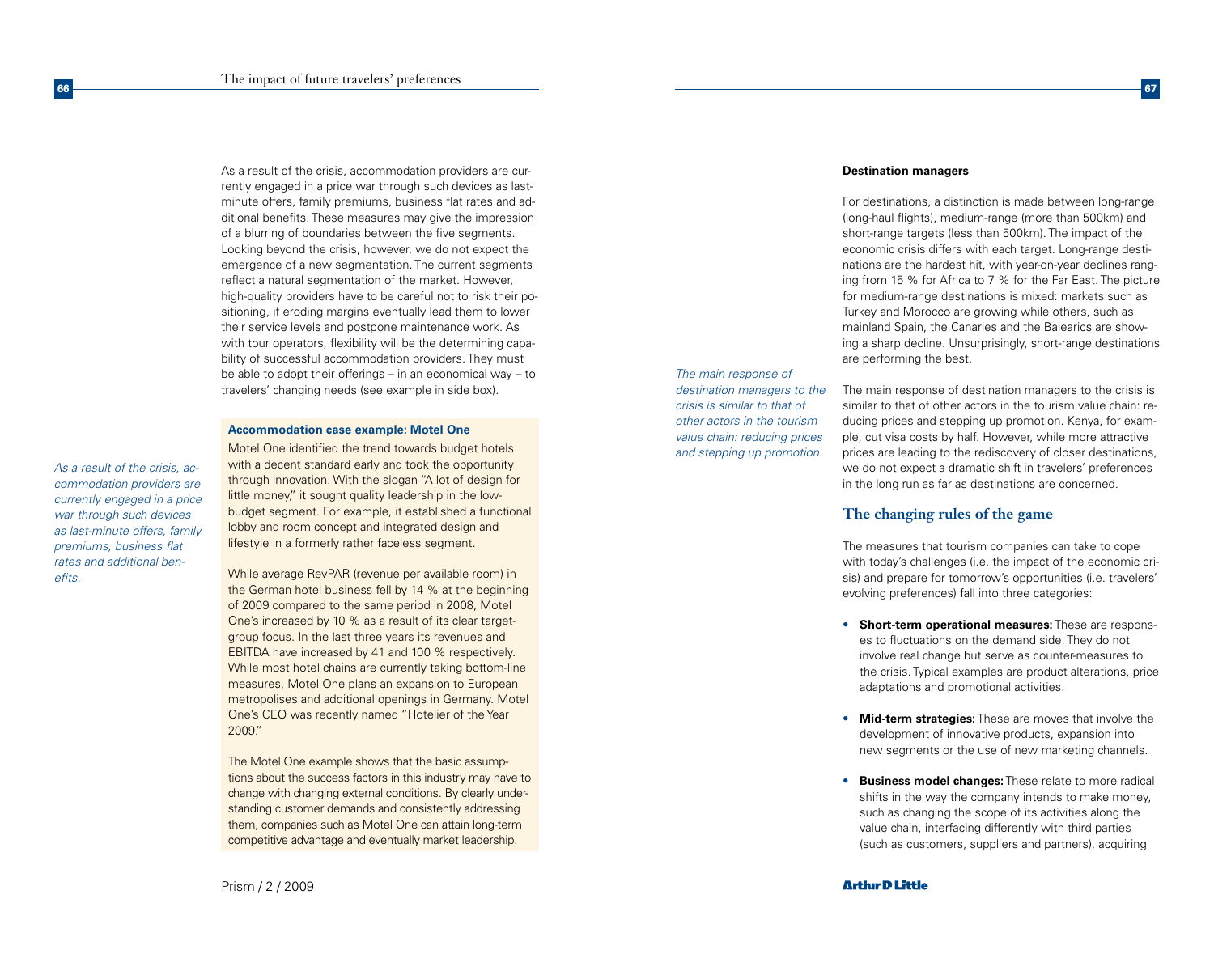As a result of the crisis, accommodation providers are currently engaged in a price war through such devices as last-minute offers, family premiums, business flat rates and additional benefits. These measures may give the impression of a blurring of boundaries between the five segments. Looking beyond the crisis, however, we do not expect the emergence of a new segmentation. The current segments reflect a natural segmentation of the market. However, high-quality providers have to be careful not to risk their positioning, if eroding margins eventually lead them to lower their service levels and postpone maintenance work. As with tour operators, flexibility will be the determining capability of successful accommodation providers. They must be able to adopt their offerings – in an economical way – to travelers' changing needs (see example in side box).

*As a result of the crisis, accommodation providers are currently engaged in a price war through such devices as last-minute offers, family premiums, business flat rates and additional benefits.*

**Accommodation case example: Motel One**

Motel One identified the trend towards budget hotels with a decent standard early and took the opportunity through innovation. With the slogan "A lot of design for little money," it sought quality leadership in the low-budget segment. For example, it established a functional lobby and room concept and integrated design and lifestyle in a formerly rather faceless segment.

While average RevPAR (revenue per available room) in the German hotel business fell by 14 % at the beginning of 2009 compared to the same period in 2008, Motel One's increased by 10 % as a result of its clear target-group focus. In the last three years its revenues and EBITDA have increased by 41 and 100 % respectively. While most hotel chains are currently taking bottom-line measures, Motel One plans an expansion to European metropolises and additional openings in Germany. Motel One's CEO was recently named "Hotelier of the Year 2009."

The Motel One example shows that the basic assumptions about the success factors in this industry may have to change with changing external conditions. By clearly understanding customer demands and consistently addressing them, companies such as Motel One can attain long-term competitive advantage and eventually market leadership.

**Destination managers**

For destinations, a distinction is made between long-range (long-haul flights), medium-range (more than 500km) and short-range targets (less than 500km). The impact of the economic crisis differs with each target. Long-range destinations are the hardest hit, with year-on-year declines ranging from 15 % for Africa to 7 % for the Far East. The picture for medium-range destinations is mixed: markets such as Turkey and Morocco are growing while others, such as mainland Spain, the Canaries and the Balearics are showing a sharp decline. Unsurprisingly, short-range destinations are performing the best.

*The main response of destination managers to the crisis is similar to that of other actors in the tourism value chain: reducing prices and stepping up promotion.*

The main response of destination managers to the crisis is similar to that of other actors in the tourism value chain: reducing prices and stepping up promotion. Kenya, for example, cut visa costs by half. However, while more attractive prices are leading to the rediscovery of closer destinations, we do not expect a dramatic shift in travelers' preferences in the long run as far as destinations are concerned.

## The changing rules of the game

The measures that tourism companies can take to cope with today's challenges (i.e. the impact of the economic crisis) and prepare for tomorrow's opportunities (i.e. travelers' evolving preferences) fall into three categories:

- **Short-term operational measures:** These are responses to fluctuations on the demand side. They do not involve real change but serve as counter-measures to the crisis. Typical examples are product alterations, price adaptations and promotional activities.
- **Mid-term strategies:** These are moves that involve the development of innovative products, expansion into new segments or the use of new marketing channels.
- **Business model changes:** These relate to more radical shifts in the way the company intends to make money, such as changing the scope of its activities along the value chain, interfacing differently with third parties (such as customers, suppliers and partners), acquiring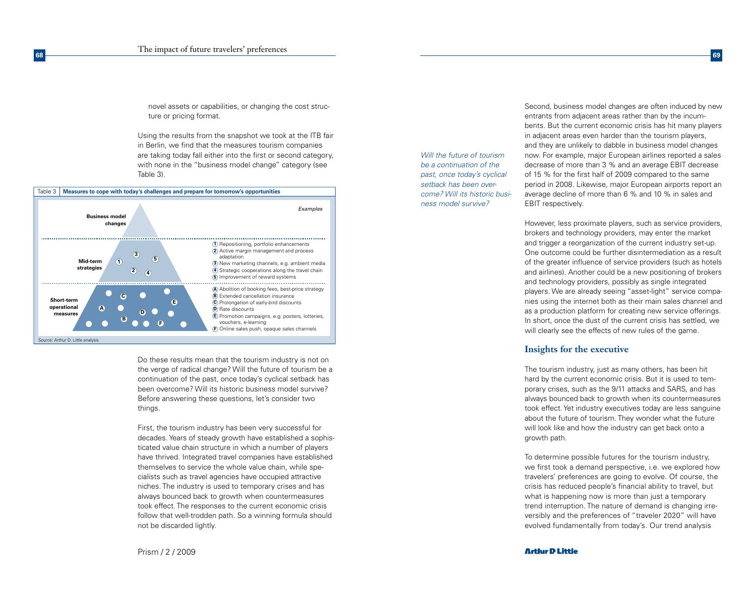novel assets or capabilities, or changing the cost structure or pricing format.

Using the results from the snapshot we took at the ITB fair in Berlin, we find that the measures tourism companies are taking today fall either into the first or second category, with none in the "business model change" category (see Table 3).

Table 3 **Measures to cope with today's challenges and prepare for tomorrow's opportunities**

| Level | Examples |
|---|---|
| **Business model changes** | |
| **Mid-term strategies** | ① Repositioning, portfolio enhancements<br>② Active margin management and process adaptation<br>③ New marketing channels, e.g. ambient media<br>④ Strategic cooperations along the travel chain<br>⑤ Improvement of reward systems |
| **Short-term operational measures** | Ⓐ Abolition of booking fees, best-price strategy<br>Ⓑ Extended cancellation insurance<br>Ⓒ Prolongation of early-bird discounts<br>Ⓓ Rate discounts<br>Ⓔ Promotion campaigns, e.g. posters, lotteries, vouchers, e-learning<br>Ⓕ Online sales push, opaque sales channels |

Source: Arthur D. Little analysis

Do these results mean that the tourism industry is not on the verge of radical change? Will the future of tourism be a continuation of the past, once today's cyclical setback has been overcome? Will its historic business model survive? Before answering these questions, let's consider two things.

First, the tourism industry has been very successful for decades. Years of steady growth have established a sophisticated value chain structure in which a number of players have thrived. Integrated travel companies have established themselves to service the whole value chain, while specialists such as travel agencies have occupied attractive niches. The industry is used to temporary crises and has always bounced back to growth when countermeasures took effect. The responses to the current economic crisis follow that well-trodden path. So a winning formula should not be discarded lightly.

*Will the future of tourism be a continuation of the past, once today's cyclical setback has been overcome? Will its historic business model survive?*

Second, business model changes are often induced by new entrants from adjacent areas rather than by the incumbents. But the current economic crisis has hit many players in adjacent areas even harder than the tourism players, and they are unlikely to dabble in business model changes now. For example, major European airlines reported a sales decrease of more than 3 % and an average EBIT decrease of 15 % for the first half of 2009 compared to the same period in 2008. Likewise, major European airports report an average decline of more than 6 % and 10 % in sales and EBIT respectively.

However, less proximate players, such as service providers, brokers and technology providers, may enter the market and trigger a reorganization of the current industry set-up. One outcome could be further disintermediation as a result of the greater influence of service providers (such as hotels and airlines). Another could be a new positioning of brokers and technology providers, possibly as single integrated players. We are already seeing "asset-light" service companies using the internet both as their main sales channel and as a production platform for creating new service offerings. In short, once the dust of the current crisis has settled, we will clearly see the effects of new rules of the game.

## Insights for the executive

The tourism industry, just as many others, has been hit hard by the current economic crisis. But it is used to temporary crises, such as the 9/11 attacks and SARS, and has always bounced back to growth when its countermeasures took effect. Yet industry executives today are less sanguine about the future of tourism. They wonder what the future will look like and how the industry can get back onto a growth path.

To determine possible futures for the tourism industry, we first took a demand perspective, i.e. we explored how travelers' preferences are going to evolve. Of course, the crisis has reduced people's financial ability to travel, but what is happening now is more than just a temporary trend interruption. The nature of demand is changing irreversibly and the preferences of "traveler 2020" will have evolved fundamentally from today's. Our trend analysis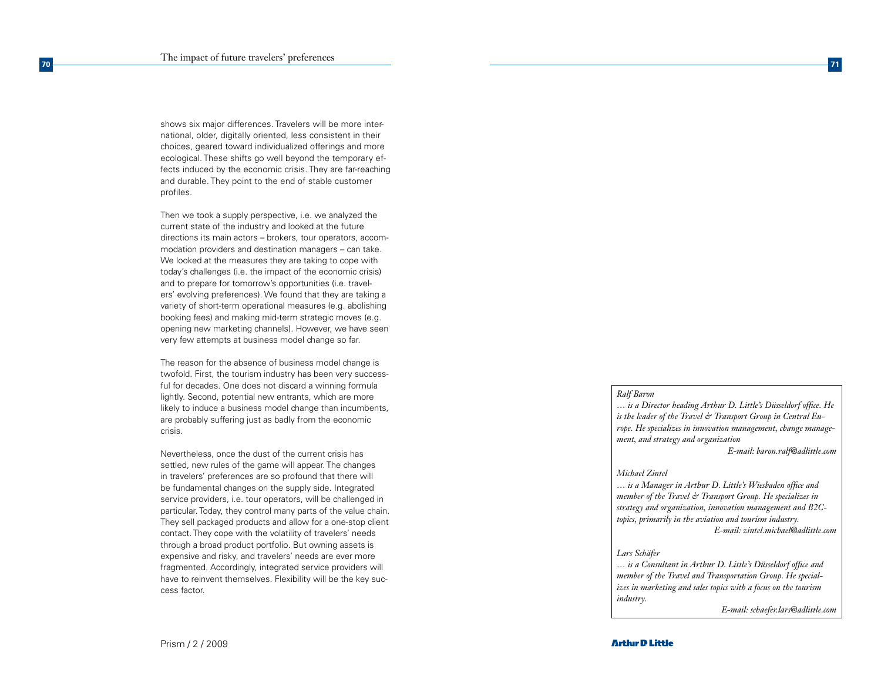shows six major differences. Travelers will be more international, older, digitally oriented, less consistent in their choices, geared toward individualized offerings and more ecological. These shifts go well beyond the temporary effects induced by the economic crisis. They are far-reaching and durable. They point to the end of stable customer profiles.

Then we took a supply perspective, i.e. we analyzed the current state of the industry and looked at the future directions its main actors – brokers, tour operators, accommodation providers and destination managers – can take. We looked at the measures they are taking to cope with today's challenges (i.e. the impact of the economic crisis) and to prepare for tomorrow's opportunities (i.e. travelers' evolving preferences). We found that they are taking a variety of short-term operational measures (e.g. abolishing booking fees) and making mid-term strategic moves (e.g. opening new marketing channels). However, we have seen very few attempts at business model change so far.

The reason for the absence of business model change is twofold. First, the tourism industry has been very successful for decades. One does not discard a winning formula lightly. Second, potential new entrants, which are more likely to induce a business model change than incumbents, are probably suffering just as badly from the economic crisis.

Nevertheless, once the dust of the current crisis has settled, new rules of the game will appear. The changes in travelers' preferences are so profound that there will be fundamental changes on the supply side. Integrated service providers, i.e. tour operators, will be challenged in particular. Today, they control many parts of the value chain. They sell packaged products and allow for a one-stop client contact. They cope with the volatility of travelers' needs through a broad product portfolio. But owning assets is expensive and risky, and travelers' needs are ever more fragmented. Accordingly, integrated service providers will have to reinvent themselves. Flexibility will be the key success factor.

*Ralf Baron*

*… is a Director heading Arthur D. Little's Düsseldorf office. He is the leader of the Travel & Transport Group in Central Europe. He specializes in innovation management, change management, and strategy and organization*

*E-mail: baron.ralf@adlittle.com*

*Michael Zintel*

*… is a Manager in Arthur D. Little's Wiesbaden office and member of the Travel & Transport Group. He specializes in strategy and organization, innovation management and B2C-topics, primarily in the aviation and tourism industry.*

*E-mail: zintel.michael@adlittle.com*

*Lars Schäfer*

*… is a Consultant in Arthur D. Little's Düsseldorf office and member of the Travel and Transportation Group. He specializes in marketing and sales topics with a focus on the tourism industry.*

*E-mail: schaefer.lars@adlittle.com*